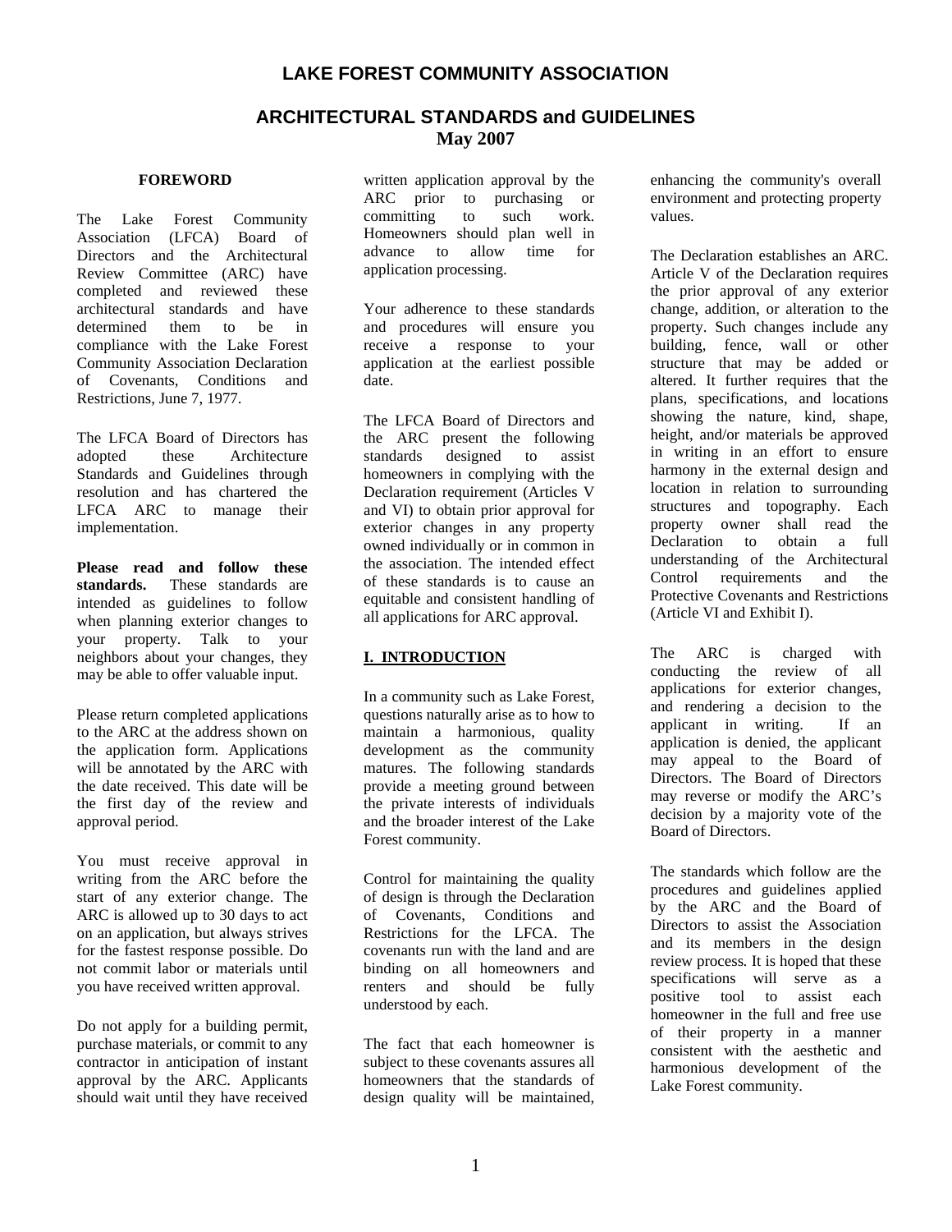# LAKE FOREST COMMUNITY ASSOCIATION

## ARCHITECTURAL STANDARDS and GUIDELINES

**May 2007**

### FOREWORD

The Lake Forest Community Association (LFCA) Board of Directors and the Architectural Review Committee (ARC) have completed and reviewed these architectural standards and have determined them to be in compliance with the Lake Forest Community Association Declaration of Covenants, Conditions and Restrictions, June 7, 1977.

The LFCA Board of Directors has adopted these Architecture Standards and Guidelines through resolution and has chartered the LFCA ARC to manage their implementation.

**Please read and follow these standards.** These standards are intended as guidelines to follow when planning exterior changes to your property. Talk to your neighbors about your changes, they may be able to offer valuable input.

Please return completed applications to the ARC at the address shown on the application form. Applications will be annotated by the ARC with the date received. This date will be the first day of the review and approval period.

You must receive approval in writing from the ARC before the start of any exterior change. The ARC is allowed up to 30 days to act on an application, but always strives for the fastest response possible. Do not commit labor or materials until you have received written approval.

Do not apply for a building permit, purchase materials, or commit to any contractor in anticipation of instant approval by the ARC. Applicants should wait until they have received written application approval by the ARC prior to purchasing or committing to such work. Homeowners should plan well in advance to allow time for application processing.

Your adherence to these standards and procedures will ensure you receive a response to your application at the earliest possible date.

The LFCA Board of Directors and the ARC present the following standards designed to assist homeowners in complying with the Declaration requirement (Articles V and VI) to obtain prior approval for exterior changes in any property owned individually or in common in the association. The intended effect of these standards is to cause an equitable and consistent handling of all applications for ARC approval.

### I. INTRODUCTION

In a community such as Lake Forest, questions naturally arise as to how to maintain a harmonious, quality development as the community matures. The following standards provide a meeting ground between the private interests of individuals and the broader interest of the Lake Forest community.

Control for maintaining the quality of design is through the Declaration of Covenants, Conditions and Restrictions for the LFCA. The covenants run with the land and are binding on all homeowners and renters and should be fully understood by each.

The fact that each homeowner is subject to these covenants assures all homeowners that the standards of design quality will be maintained, enhancing the community's overall environment and protecting property values.

The Declaration establishes an ARC. Article V of the Declaration requires the prior approval of any exterior change, addition, or alteration to the property. Such changes include any building, fence, wall or other structure that may be added or altered. It further requires that the plans, specifications, and locations showing the nature, kind, shape, height, and/or materials be approved in writing in an effort to ensure harmony in the external design and location in relation to surrounding structures and topography. Each property owner shall read the Declaration to obtain a full understanding of the Architectural Control requirements and the Protective Covenants and Restrictions (Article VI and Exhibit I).

The ARC is charged with conducting the review of all applications for exterior changes, and rendering a decision to the applicant in writing. If an application is denied, the applicant may appeal to the Board of Directors. The Board of Directors may reverse or modify the ARC's decision by a majority vote of the Board of Directors.

The standards which follow are the procedures and guidelines applied by the ARC and the Board of Directors to assist the Association and its members in the design review process. It is hoped that these specifications will serve as a positive tool to assist each homeowner in the full and free use of their property in a manner consistent with the aesthetic and harmonious development of the Lake Forest community.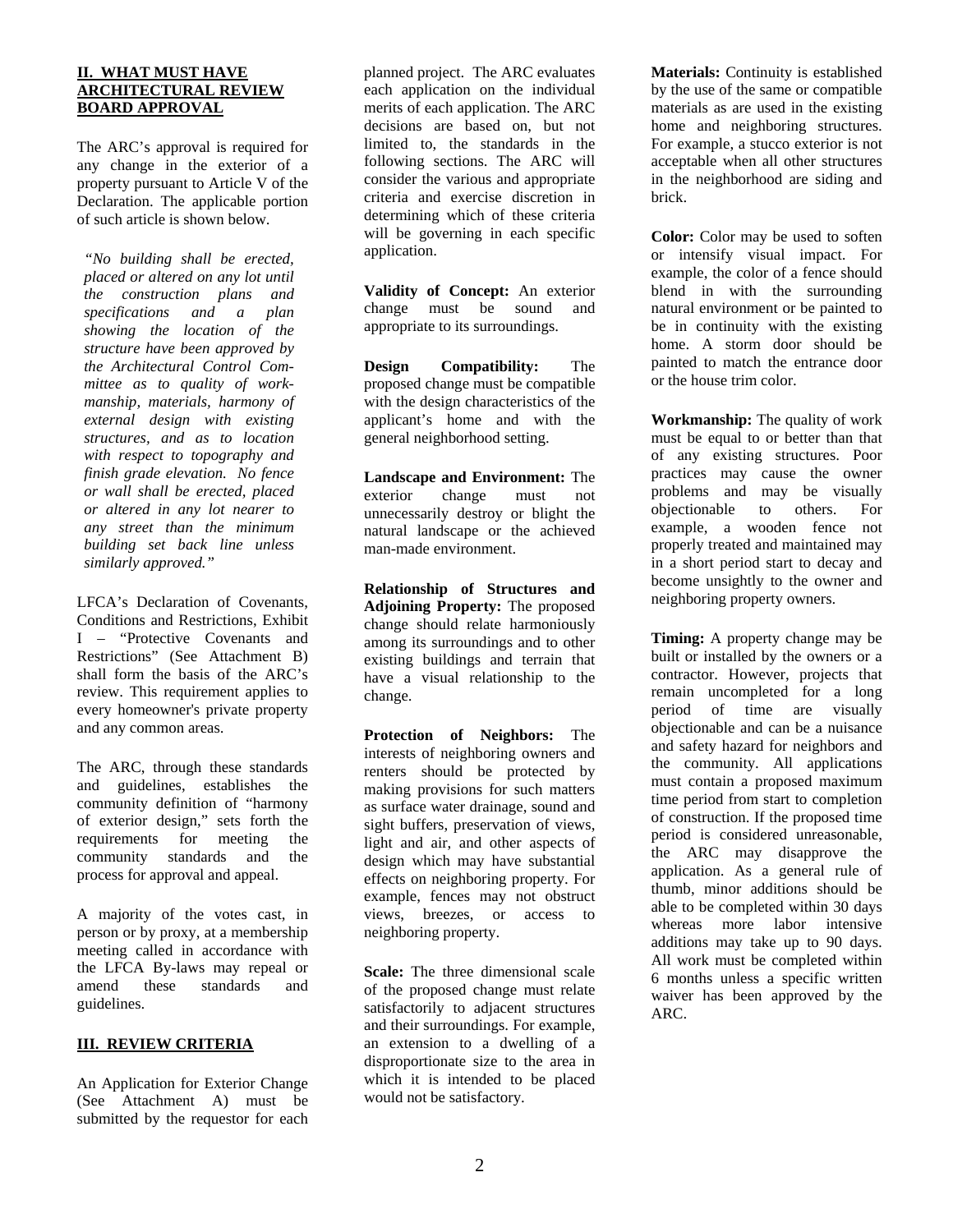## II. WHAT MUST HAVE ARCHITECTURAL REVIEW BOARD APPROVAL

The ARC's approval is required for any change in the exterior of a property pursuant to Article V of the Declaration. The applicable portion of such article is shown below.

> *"No building shall be erected, placed or altered on any lot until the construction plans and specifications and a plan showing the location of the structure have been approved by the Architectural Control Committee as to quality of workmanship, materials, harmony of external design with existing structures, and as to location with respect to topography and finish grade elevation. No fence or wall shall be erected, placed or altered in any lot nearer to any street than the minimum building set back line unless similarly approved."*

LFCA's Declaration of Covenants, Conditions and Restrictions, Exhibit I – "Protective Covenants and Restrictions" (See Attachment B) shall form the basis of the ARC's review. This requirement applies to every homeowner's private property and any common areas.

The ARC, through these standards and guidelines, establishes the community definition of "harmony of exterior design," sets forth the requirements for meeting the community standards and the process for approval and appeal.

A majority of the votes cast, in person or by proxy, at a membership meeting called in accordance with the LFCA By-laws may repeal or amend these standards and guidelines.

## III. REVIEW CRITERIA

An Application for Exterior Change (See Attachment A) must be submitted by the requestor for each planned project. The ARC evaluates each application on the individual merits of each application. The ARC decisions are based on, but not limited to, the standards in the following sections. The ARC will consider the various and appropriate criteria and exercise discretion in determining which of these criteria will be governing in each specific application.

**Validity of Concept:** An exterior change must be sound and appropriate to its surroundings.

**Design Compatibility:** The proposed change must be compatible with the design characteristics of the applicant's home and with the general neighborhood setting.

**Landscape and Environment:** The exterior change must not unnecessarily destroy or blight the natural landscape or the achieved man-made environment.

**Relationship of Structures and Adjoining Property:** The proposed change should relate harmoniously among its surroundings and to other existing buildings and terrain that have a visual relationship to the change.

**Protection of Neighbors:** The interests of neighboring owners and renters should be protected by making provisions for such matters as surface water drainage, sound and sight buffers, preservation of views, light and air, and other aspects of design which may have substantial effects on neighboring property. For example, fences may not obstruct views, breezes, or access to neighboring property.

**Scale:** The three dimensional scale of the proposed change must relate satisfactorily to adjacent structures and their surroundings. For example, an extension to a dwelling of a disproportionate size to the area in which it is intended to be placed would not be satisfactory.

**Materials:** Continuity is established by the use of the same or compatible materials as are used in the existing home and neighboring structures. For example, a stucco exterior is not acceptable when all other structures in the neighborhood are siding and brick.

**Color:** Color may be used to soften or intensify visual impact. For example, the color of a fence should blend in with the surrounding natural environment or be painted to be in continuity with the existing home. A storm door should be painted to match the entrance door or the house trim color.

**Workmanship:** The quality of work must be equal to or better than that of any existing structures. Poor practices may cause the owner problems and may be visually objectionable to others. For example, a wooden fence not properly treated and maintained may in a short period start to decay and become unsightly to the owner and neighboring property owners.

**Timing:** A property change may be built or installed by the owners or a contractor. However, projects that remain uncompleted for a long period of time are visually objectionable and can be a nuisance and safety hazard for neighbors and the community. All applications must contain a proposed maximum time period from start to completion of construction. If the proposed time period is considered unreasonable, the ARC may disapprove the application. As a general rule of thumb, minor additions should be able to be completed within 30 days whereas more labor intensive additions may take up to 90 days. All work must be completed within 6 months unless a specific written waiver has been approved by the ARC.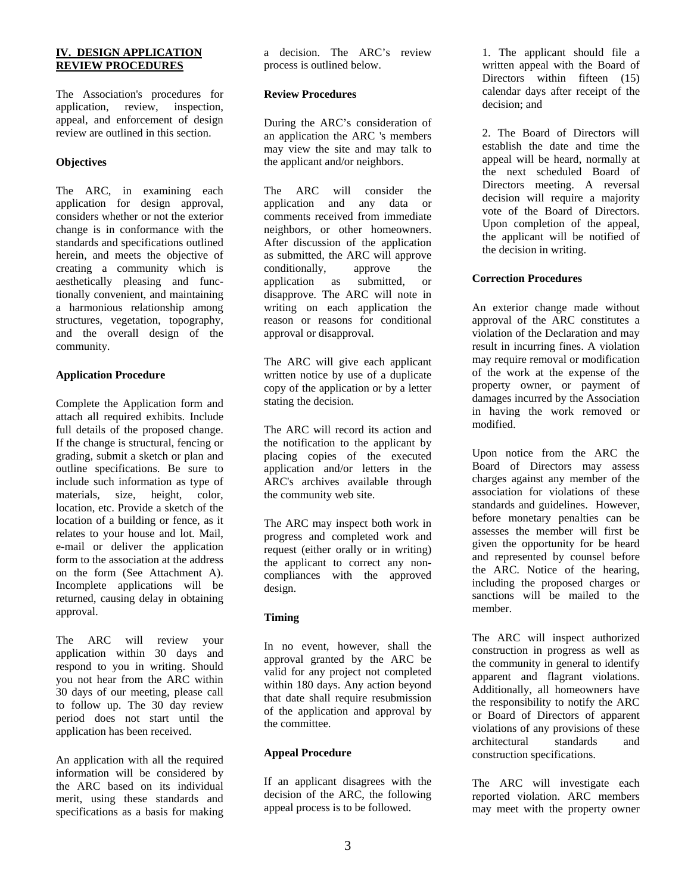## IV. DESIGN APPLICATION REVIEW PROCEDURES

The Association's procedures for application, review, inspection, appeal, and enforcement of design review are outlined in this section.

### Objectives

The ARC, in examining each application for design approval, considers whether or not the exterior change is in conformance with the standards and specifications outlined herein, and meets the objective of creating a community which is aesthetically pleasing and functionally convenient, and maintaining a harmonious relationship among structures, vegetation, topography, and the overall design of the community.

### Application Procedure

Complete the Application form and attach all required exhibits. Include full details of the proposed change. If the change is structural, fencing or grading, submit a sketch or plan and outline specifications. Be sure to include such information as type of materials, size, height, color, location, etc. Provide a sketch of the location of a building or fence, as it relates to your house and lot. Mail, e-mail or deliver the application form to the association at the address on the form (See Attachment A). Incomplete applications will be returned, causing delay in obtaining approval.

The ARC will review your application within 30 days and respond to you in writing. Should you not hear from the ARC within 30 days of our meeting, please call to follow up. The 30 day review period does not start until the application has been received.

An application with all the required information will be considered by the ARC based on its individual merit, using these standards and specifications as a basis for making a decision. The ARC's review process is outlined below.

### Review Procedures

During the ARC's consideration of an application the ARC 's members may view the site and may talk to the applicant and/or neighbors.

The ARC will consider the application and any data or comments received from immediate neighbors, or other homeowners. After discussion of the application as submitted, the ARC will approve conditionally, approve the application as submitted, or disapprove. The ARC will note in writing on each application the reason or reasons for conditional approval or disapproval.

The ARC will give each applicant written notice by use of a duplicate copy of the application or by a letter stating the decision.

The ARC will record its action and the notification to the applicant by placing copies of the executed application and/or letters in the ARC's archives available through the community web site.

The ARC may inspect both work in progress and completed work and request (either orally or in writing) the applicant to correct any non-compliances with the approved design.

### Timing

In no event, however, shall the approval granted by the ARC be valid for any project not completed within 180 days. Any action beyond that date shall require resubmission of the application and approval by the committee.

### Appeal Procedure

If an applicant disagrees with the decision of the ARC, the following appeal process is to be followed.

1. The applicant should file a written appeal with the Board of Directors within fifteen (15) calendar days after receipt of the decision; and

2. The Board of Directors will establish the date and time the appeal will be heard, normally at the next scheduled Board of Directors meeting. A reversal decision will require a majority vote of the Board of Directors. Upon completion of the appeal, the applicant will be notified of the decision in writing.

### Correction Procedures

An exterior change made without approval of the ARC constitutes a violation of the Declaration and may result in incurring fines. A violation may require removal or modification of the work at the expense of the property owner, or payment of damages incurred by the Association in having the work removed or modified.

Upon notice from the ARC the Board of Directors may assess charges against any member of the association for violations of these standards and guidelines. However, before monetary penalties can be assesses the member will first be given the opportunity for be heard and represented by counsel before the ARC. Notice of the hearing, including the proposed charges or sanctions will be mailed to the member.

The ARC will inspect authorized construction in progress as well as the community in general to identify apparent and flagrant violations. Additionally, all homeowners have the responsibility to notify the ARC or Board of Directors of apparent violations of any provisions of these architectural standards and construction specifications.

The ARC will investigate each reported violation. ARC members may meet with the property owner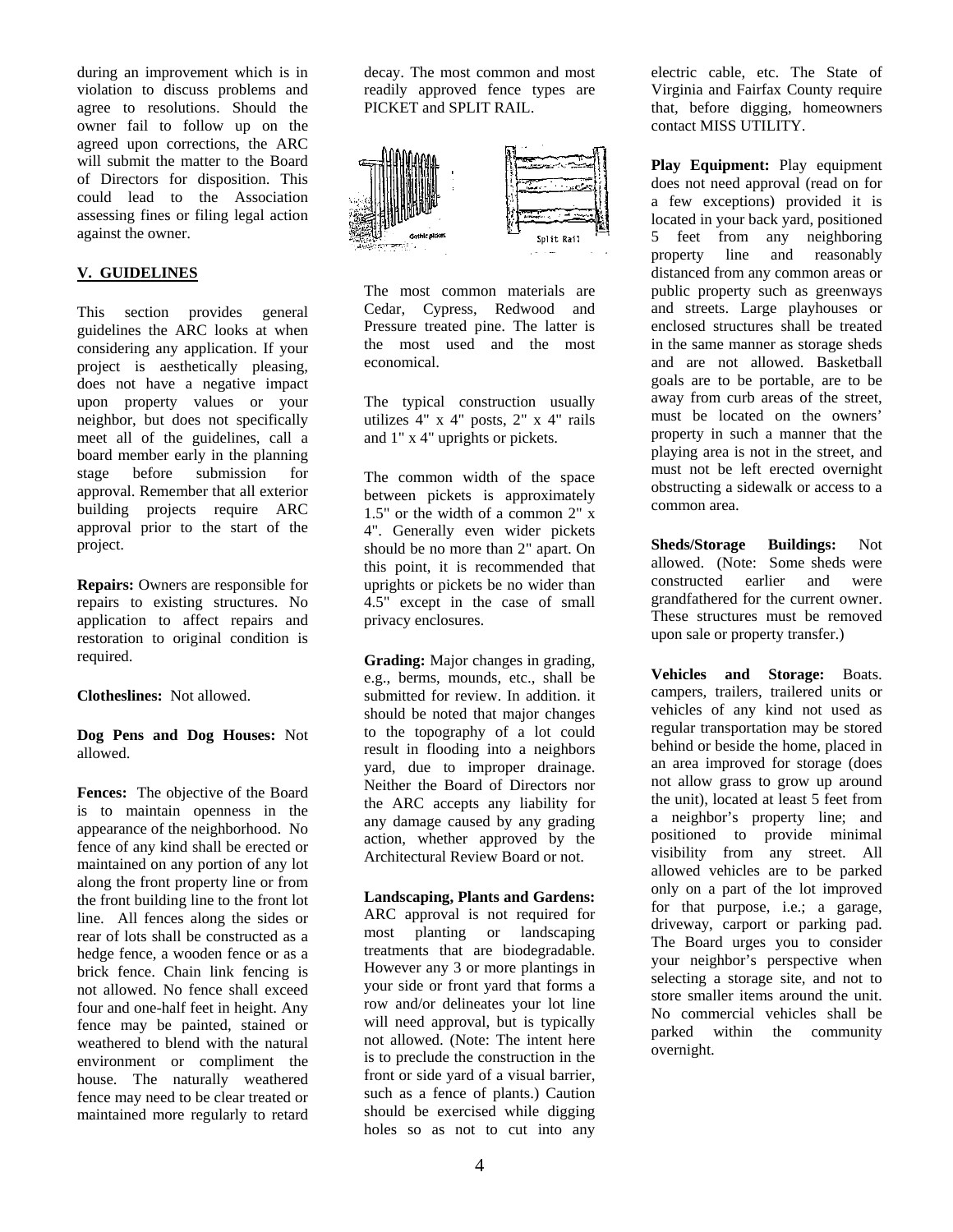during an improvement which is in violation to discuss problems and agree to resolutions. Should the owner fail to follow up on the agreed upon corrections, the ARC will submit the matter to the Board of Directors for disposition. This could lead to the Association assessing fines or filing legal action against the owner.

## V. GUIDELINES

This section provides general guidelines the ARC looks at when considering any application. If your project is aesthetically pleasing, does not have a negative impact upon property values or your neighbor, but does not specifically meet all of the guidelines, call a board member early in the planning stage before submission for approval. Remember that all exterior building projects require ARC approval prior to the start of the project.

**Repairs:** Owners are responsible for repairs to existing structures. No application to affect repairs and restoration to original condition is required.

**Clotheslines:** Not allowed.

**Dog Pens and Dog Houses:** Not allowed.

**Fences:** The objective of the Board is to maintain openness in the appearance of the neighborhood. No fence of any kind shall be erected or maintained on any portion of any lot along the front property line or from the front building line to the front lot line. All fences along the sides or rear of lots shall be constructed as a hedge fence, a wooden fence or as a brick fence. Chain link fencing is not allowed. No fence shall exceed four and one-half feet in height. Any fence may be painted, stained or weathered to blend with the natural environment or compliment the house. The naturally weathered fence may need to be clear treated or maintained more regularly to retard decay. The most common and most readily approved fence types are PICKET and SPLIT RAIL.

Gothic picket

Split Rail

The most common materials are Cedar, Cypress, Redwood and Pressure treated pine. The latter is the most used and the most economical.

The typical construction usually utilizes 4" x 4" posts, 2" x 4" rails and 1" x 4" uprights or pickets.

The common width of the space between pickets is approximately 1.5" or the width of a common 2" x 4". Generally even wider pickets should be no more than 2" apart. On this point, it is recommended that uprights or pickets be no wider than 4.5" except in the case of small privacy enclosures.

**Grading:** Major changes in grading, e.g., berms, mounds, etc., shall be submitted for review. In addition. it should be noted that major changes to the topography of a lot could result in flooding into a neighbors yard, due to improper drainage. Neither the Board of Directors nor the ARC accepts any liability for any damage caused by any grading action, whether approved by the Architectural Review Board or not.

**Landscaping, Plants and Gardens:** ARC approval is not required for most planting or landscaping treatments that are biodegradable. However any 3 or more plantings in your side or front yard that forms a row and/or delineates your lot line will need approval, but is typically not allowed. (Note: The intent here is to preclude the construction in the front or side yard of a visual barrier, such as a fence of plants.) Caution should be exercised while digging holes so as not to cut into any electric cable, etc. The State of Virginia and Fairfax County require that, before digging, homeowners contact MISS UTILITY.

**Play Equipment:** Play equipment does not need approval (read on for a few exceptions) provided it is located in your back yard, positioned 5 feet from any neighboring property line and reasonably distanced from any common areas or public property such as greenways and streets. Large playhouses or enclosed structures shall be treated in the same manner as storage sheds and are not allowed. Basketball goals are to be portable, are to be away from curb areas of the street, must be located on the owners' property in such a manner that the playing area is not in the street, and must not be left erected overnight obstructing a sidewalk or access to a common area.

**Sheds/Storage Buildings:** Not allowed. (Note: Some sheds were constructed earlier and were grandfathered for the current owner. These structures must be removed upon sale or property transfer.)

**Vehicles and Storage:** Boats. campers, trailers, trailered units or vehicles of any kind not used as regular transportation may be stored behind or beside the home, placed in an area improved for storage (does not allow grass to grow up around the unit), located at least 5 feet from a neighbor's property line; and positioned to provide minimal visibility from any street. All allowed vehicles are to be parked only on a part of the lot improved for that purpose, i.e.; a garage, driveway, carport or parking pad. The Board urges you to consider your neighbor's perspective when selecting a storage site, and not to store smaller items around the unit. No commercial vehicles shall be parked within the community overnight.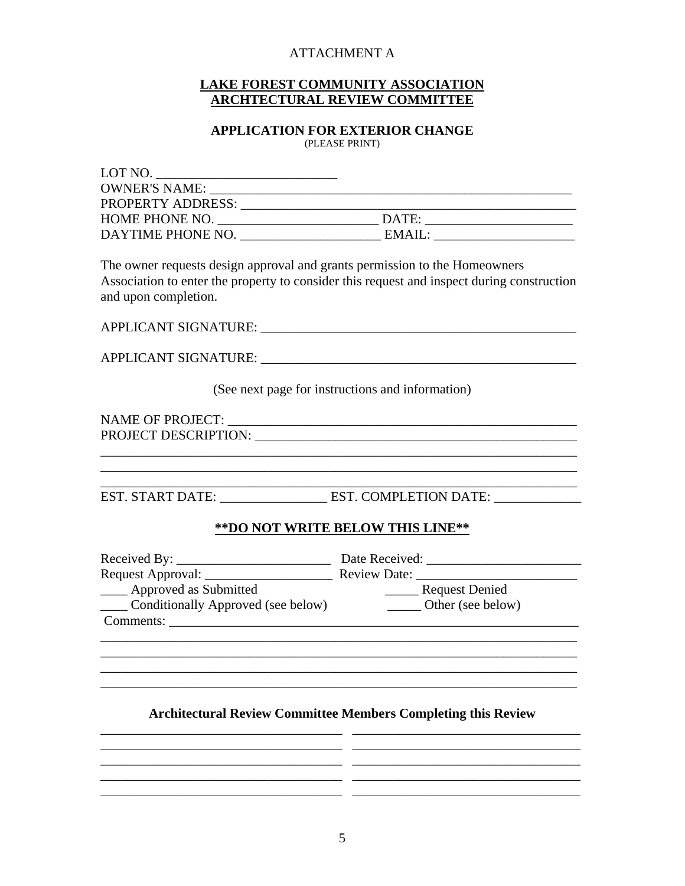ATTACHMENT A

**LAKE FOREST COMMUNITY ASSOCIATION**
**ARCHTECTURAL REVIEW COMMITTEE**

**APPLICATION FOR EXTERIOR CHANGE**
(PLEASE PRINT)

LOT NO. ___________________________
OWNER'S NAME: ________________________________________________________
PROPERTY ADDRESS: ____________________________________________________
HOME PHONE NO. ________________________ DATE: _____________________
DAYTIME PHONE NO. ____________________ EMAIL: _____________________

The owner requests design approval and grants permission to the Homeowners Association to enter the property to consider this request and inspect during construction and upon completion.

APPLICANT SIGNATURE: ________________________________________________

APPLICANT SIGNATURE: ________________________________________________

(See next page for instructions and information)

NAME OF PROJECT: ____________________________________________________
PROJECT DESCRIPTION: ________________________________________________
_______________________________________________________________________
_______________________________________________________________________
_______________________________________________________________________
EST. START DATE: ________________ EST. COMPLETION DATE: _____________

**\*\*DO NOT WRITE BELOW THIS LINE\*\***

Received By: _______________________ Date Received: _______________________
Request Approval: ___________________ Review Date: ________________________
____ Approved as Submitted _____ Request Denied
____ Conditionally Approved (see below) _____ Other (see below)
Comments: ____________________________________________________________
_______________________________________________________________________
_______________________________________________________________________
_______________________________________________________________________
_______________________________________________________________________

**Architectural Review Committee Members Completing this Review**

___________________________________ ___________________________________
___________________________________ ___________________________________
___________________________________ ___________________________________
___________________________________ ___________________________________
___________________________________ ___________________________________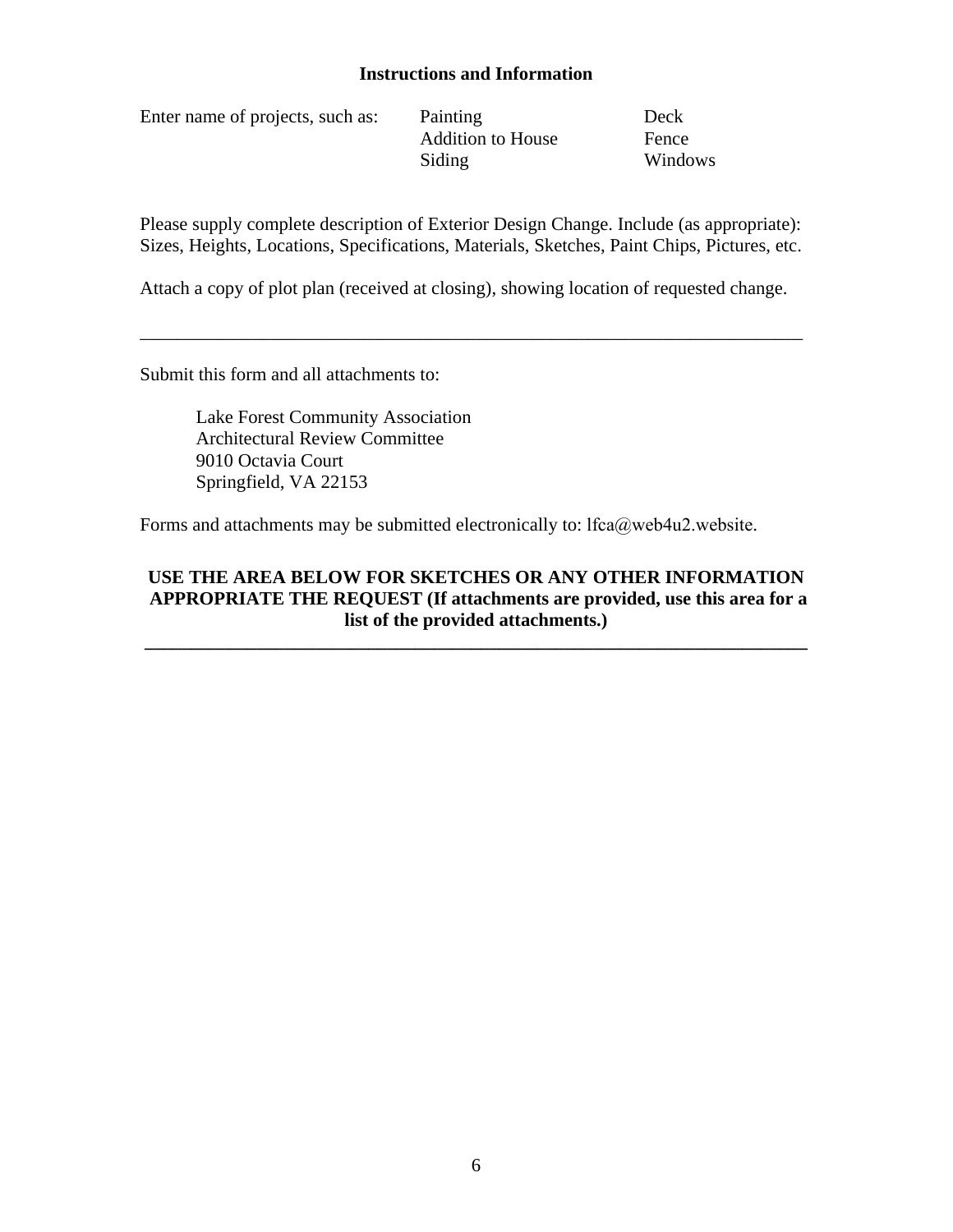## Instructions and Information

Enter name of projects, such as:

| Painting | Deck |
|---|---|
| Addition to House | Fence |
| Siding | Windows |

Please supply complete description of Exterior Design Change. Include (as appropriate): Sizes, Heights, Locations, Specifications, Materials, Sketches, Paint Chips, Pictures, etc.

Attach a copy of plot plan (received at closing), showing location of requested change.

---

Submit this form and all attachments to:

Lake Forest Community Association
Architectural Review Committee
9010 Octavia Court
Springfield, VA 22153

Forms and attachments may be submitted electronically to: lfca@web4u2.website.

**USE THE AREA BELOW FOR SKETCHES OR ANY OTHER INFORMATION APPROPRIATE THE REQUEST (If attachments are provided, use this area for a list of the provided attachments.)**

---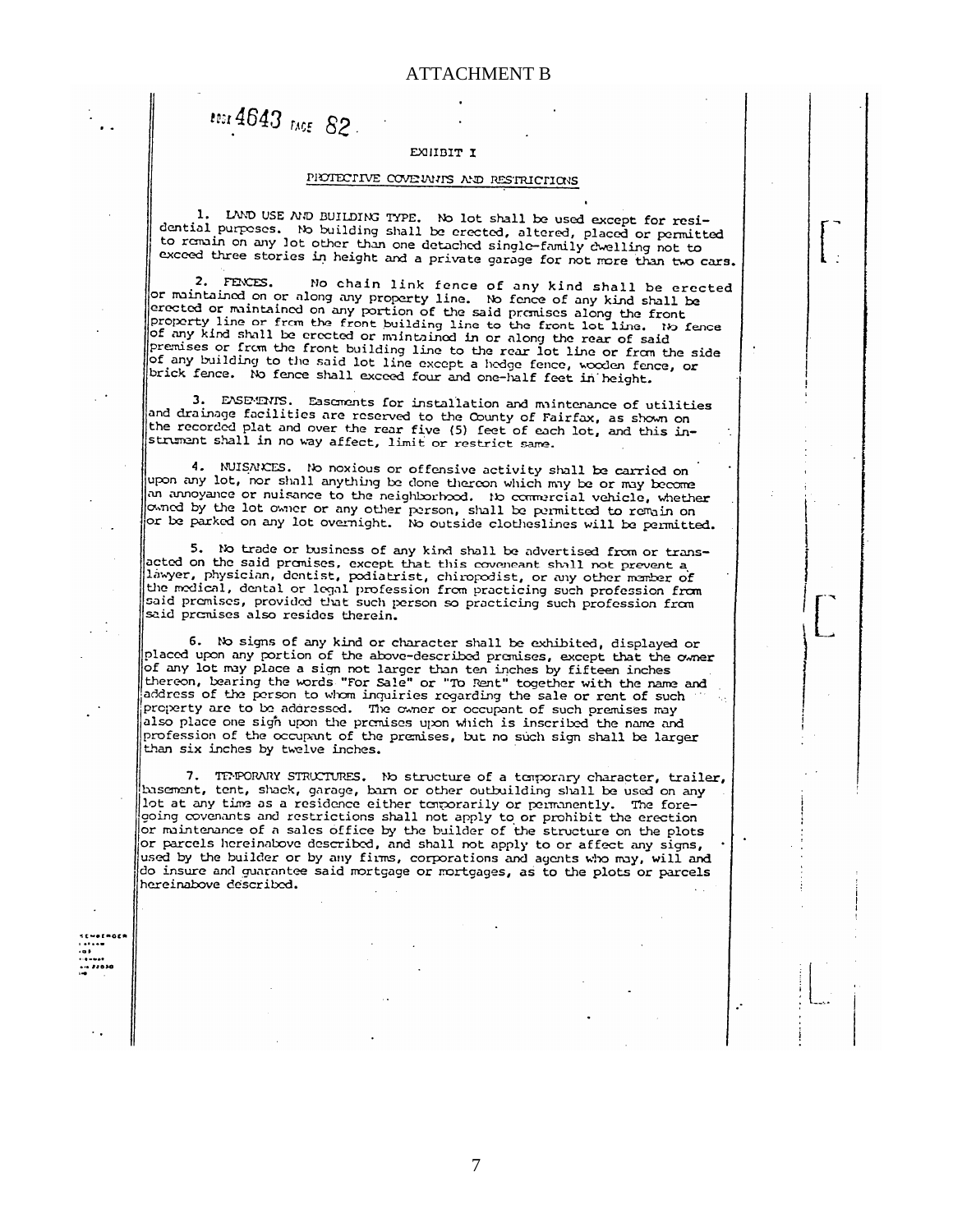# ATTACHMENT B

DEED 4643 PAGE 82

EXHIBIT I

PROTECTIVE COVENANTS AND RESTRICTIONS

1. LAND USE AND BUILDING TYPE. No lot shall be used except for residential purposes. No building shall be erected, altered, placed or permitted to remain on any lot other than one detached single-family dwelling not to exceed three stories in height and a private garage for not more than two cars.

2. FENCES. No chain link fence of any kind shall be erected or maintained on or along any property line. No fence of any kind shall be erected or maintained on any portion of the said premises along the front property line or from the front building line to the front lot line. No fence of any kind shall be erected or maintained in or along the rear of said premises or from the front building line to the rear lot line or from the side of any building to the said lot line except a hedge fence, wooden fence, or brick fence. No fence shall exceed four and one-half feet in height.

3. EASEMENTS. Easements for installation and maintenance of utilities and drainage facilities are reserved to the County of Fairfax, as shown on the recorded plat and over the rear five (5) feet of each lot, and this instrument shall in no way affect, limit or restrict same.

4. NUISANCES. No noxious or offensive activity shall be carried on upon any lot, nor shall anything be done thereon which may be or may become an annoyance or nuisance to the neighborhood. No commercial vehicle, whether owned by the lot owner or any other person, shall be permitted to remain on or be parked on any lot overnight. No outside clotheslines will be permitted.

5. No trade or business of any kind shall be advertised from or transacted on the said premises, except that this covenant shall not prevent a lawyer, physician, dentist, podiatrist, chiropodist, or any other member of the medical, dental or legal profession from practicing such profession from said premises, provided that such person so practicing such profession from said premises also resides therein.

6. No signs of any kind or character shall be exhibited, displayed or placed upon any portion of the above-described premises, except that the owner of any lot may place a sign not larger than ten inches by fifteen inches thereon, bearing the words "For Sale" or "To Rent" together with the name and address of the person to whom inquiries regarding the sale or rent of such property are to be addressed. The owner or occupant of such premises may also place one sign upon the premises upon which is inscribed the name and profession of the occupant of the premises, but no such sign shall be larger than six inches by twelve inches.

7. TEMPORARY STRUCTURES. No structure of a temporary character, trailer, basement, tent, shack, garage, barn or other outbuilding shall be used on any lot at any time as a residence either temporarily or permanently. The foregoing covenants and restrictions shall not apply to or prohibit the erection or maintenance of a sales office by the builder of the structure on the plots or parcels hereinabove described, and shall not apply to or affect any signs, used by the builder or by any firms, corporations and agents who may, will and do insure and guarantee said mortgage or mortgages, as to the plots or parcels hereinabove described.